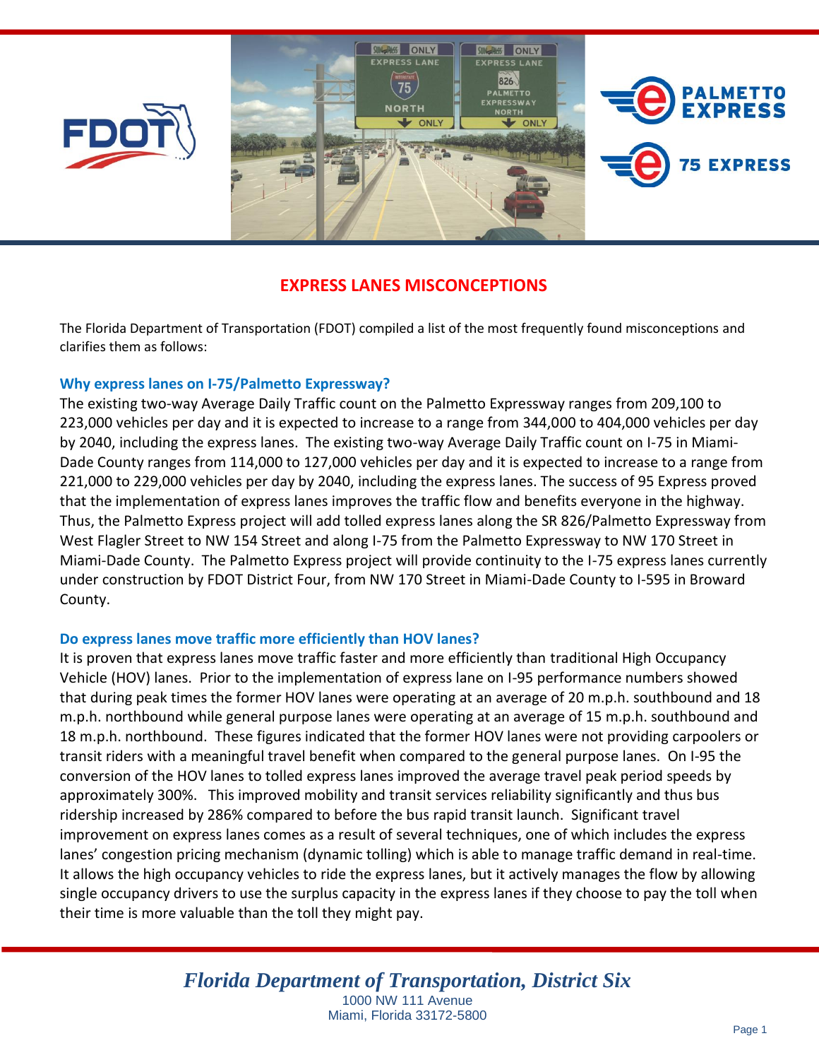# EXPRESS LANES MISCONCEPTIONS

The Florida Department of Transportation (FDOT) compiled a list of the most frequently found misconceptions and clarifies them as follows:

## Why express lanes on I-75/Palmetto Expressway?

The existing two-way Average Daily Traffic count on the Palmetto Expressway ranges from 209,100 to 223,000 vehicles per day and it is expected to increase to a range from 344,000 to 404,000 vehicles per day by 2040, including the express lanes. The existing two-way Average Daily Traffic count on I-75 in Miami-Dade County ranges from 114,000 to 127,000 vehicles per day and it is expected to increase to a range from 221,000 to 229,000 vehicles per day by 2040, including the express lanes. The success of 95 Express proved that the implementation of express lanes improves the traffic flow and benefits everyone in the highway. Thus, the Palmetto Express project will add tolled express lanes along the SR 826/Palmetto Expressway from West Flagler Street to NW 154 Street and along I-75 from the Palmetto Expressway to NW 170 Street in Miami-Dade County. The Palmetto Express project will provide continuity to the I-75 express lanes currently under construction by FDOT District Four, from NW 170 Street in Miami-Dade County to I-595 in Broward County.

## Do express lanes move traffic more efficiently than HOV lanes?

It is proven that express lanes move traffic faster and more efficiently than traditional High Occupancy Vehicle (HOV) lanes. Prior to the implementation of express lane on I-95 performance numbers showed that during peak times the former HOV lanes were operating at an average of 20 m.p.h. southbound and 18 m.p.h. northbound while general purpose lanes were operating at an average of 15 m.p.h. southbound and 18 m.p.h. northbound. These figures indicated that the former HOV lanes were not providing carpoolers or transit riders with a meaningful travel benefit when compared to the general purpose lanes. On I-95 the conversion of the HOV lanes to tolled express lanes improved the average travel peak period speeds by approximately 300%. This improved mobility and transit services reliability significantly and thus bus ridership increased by 286% compared to before the bus rapid transit launch. Significant travel improvement on express lanes comes as a result of several techniques, one of which includes the express lanes' congestion pricing mechanism (dynamic tolling) which is able to manage traffic demand in real-time. It allows the high occupancy vehicles to ride the express lanes, but it actively manages the flow by allowing single occupancy drivers to use the surplus capacity in the express lanes if they choose to pay the toll when their time is more valuable than the toll they might pay.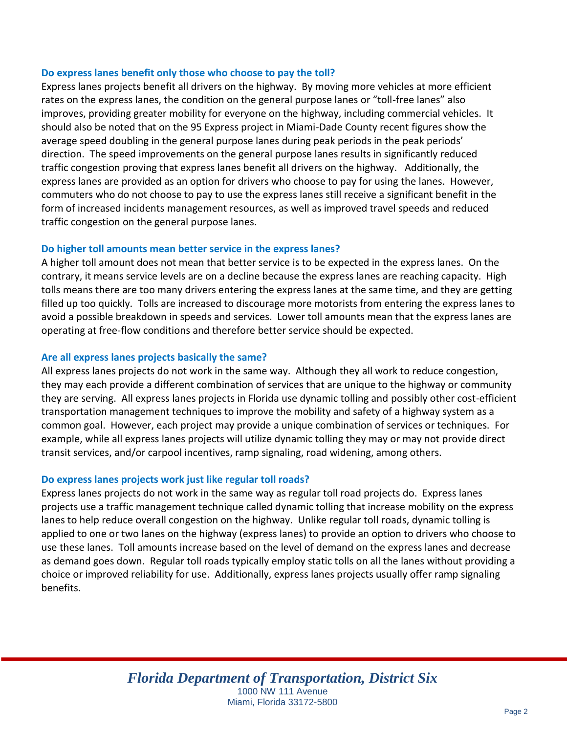### Do express lanes benefit only those who choose to pay the toll?

Express lanes projects benefit all drivers on the highway. By moving more vehicles at more efficient rates on the express lanes, the condition on the general purpose lanes or "toll-free lanes" also improves, providing greater mobility for everyone on the highway, including commercial vehicles. It should also be noted that on the 95 Express project in Miami-Dade County recent figures show the average speed doubling in the general purpose lanes during peak periods in the peak periods' direction. The speed improvements on the general purpose lanes results in significantly reduced traffic congestion proving that express lanes benefit all drivers on the highway. Additionally, the express lanes are provided as an option for drivers who choose to pay for using the lanes. However, commuters who do not choose to pay to use the express lanes still receive a significant benefit in the form of increased incidents management resources, as well as improved travel speeds and reduced traffic congestion on the general purpose lanes.

### Do higher toll amounts mean better service in the express lanes?

A higher toll amount does not mean that better service is to be expected in the express lanes. On the contrary, it means service levels are on a decline because the express lanes are reaching capacity. High tolls means there are too many drivers entering the express lanes at the same time, and they are getting filled up too quickly. Tolls are increased to discourage more motorists from entering the express lanes to avoid a possible breakdown in speeds and services. Lower toll amounts mean that the express lanes are operating at free-flow conditions and therefore better service should be expected.

### Are all express lanes projects basically the same?

All express lanes projects do not work in the same way. Although they all work to reduce congestion, they may each provide a different combination of services that are unique to the highway or community they are serving. All express lanes projects in Florida use dynamic tolling and possibly other cost-efficient transportation management techniques to improve the mobility and safety of a highway system as a common goal. However, each project may provide a unique combination of services or techniques. For example, while all express lanes projects will utilize dynamic tolling they may or may not provide direct transit services, and/or carpool incentives, ramp signaling, road widening, among others.

### Do express lanes projects work just like regular toll roads?

Express lanes projects do not work in the same way as regular toll road projects do. Express lanes projects use a traffic management technique called dynamic tolling that increase mobility on the express lanes to help reduce overall congestion on the highway. Unlike regular toll roads, dynamic tolling is applied to one or two lanes on the highway (express lanes) to provide an option to drivers who choose to use these lanes. Toll amounts increase based on the level of demand on the express lanes and decrease as demand goes down. Regular toll roads typically employ static tolls on all the lanes without providing a choice or improved reliability for use. Additionally, express lanes projects usually offer ramp signaling benefits.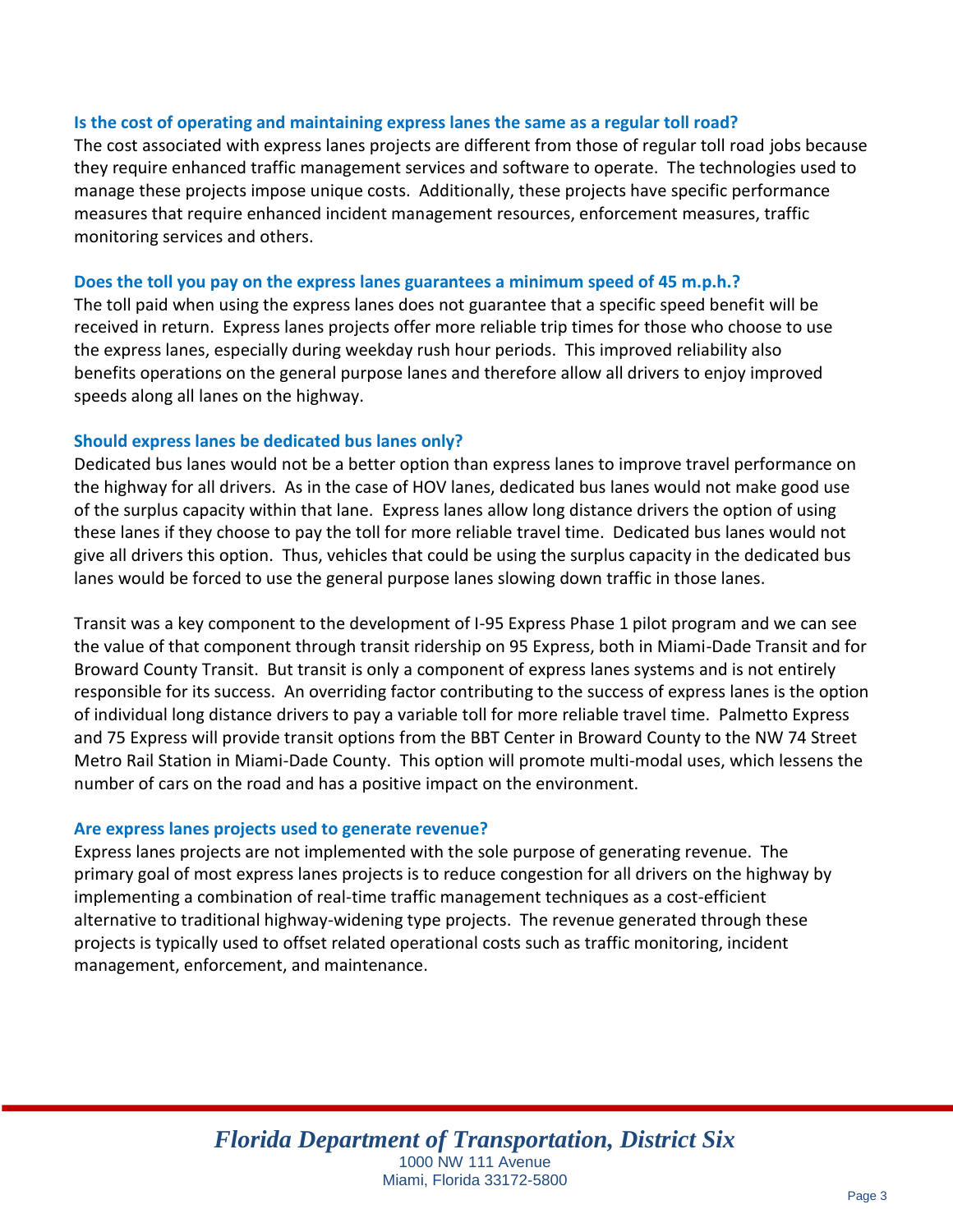### Is the cost of operating and maintaining express lanes the same as a regular toll road?

The cost associated with express lanes projects are different from those of regular toll road jobs because they require enhanced traffic management services and software to operate. The technologies used to manage these projects impose unique costs. Additionally, these projects have specific performance measures that require enhanced incident management resources, enforcement measures, traffic monitoring services and others.

### Does the toll you pay on the express lanes guarantees a minimum speed of 45 m.p.h.?

The toll paid when using the express lanes does not guarantee that a specific speed benefit will be received in return. Express lanes projects offer more reliable trip times for those who choose to use the express lanes, especially during weekday rush hour periods. This improved reliability also benefits operations on the general purpose lanes and therefore allow all drivers to enjoy improved speeds along all lanes on the highway.

### Should express lanes be dedicated bus lanes only?

Dedicated bus lanes would not be a better option than express lanes to improve travel performance on the highway for all drivers. As in the case of HOV lanes, dedicated bus lanes would not make good use of the surplus capacity within that lane. Express lanes allow long distance drivers the option of using these lanes if they choose to pay the toll for more reliable travel time. Dedicated bus lanes would not give all drivers this option. Thus, vehicles that could be using the surplus capacity in the dedicated bus lanes would be forced to use the general purpose lanes slowing down traffic in those lanes.

Transit was a key component to the development of I-95 Express Phase 1 pilot program and we can see the value of that component through transit ridership on 95 Express, both in Miami-Dade Transit and for Broward County Transit. But transit is only a component of express lanes systems and is not entirely responsible for its success. An overriding factor contributing to the success of express lanes is the option of individual long distance drivers to pay a variable toll for more reliable travel time. Palmetto Express and 75 Express will provide transit options from the BBT Center in Broward County to the NW 74 Street Metro Rail Station in Miami-Dade County. This option will promote multi-modal uses, which lessens the number of cars on the road and has a positive impact on the environment.

### Are express lanes projects used to generate revenue?

Express lanes projects are not implemented with the sole purpose of generating revenue. The primary goal of most express lanes projects is to reduce congestion for all drivers on the highway by implementing a combination of real-time traffic management techniques as a cost-efficient alternative to traditional highway-widening type projects. The revenue generated through these projects is typically used to offset related operational costs such as traffic monitoring, incident management, enforcement, and maintenance.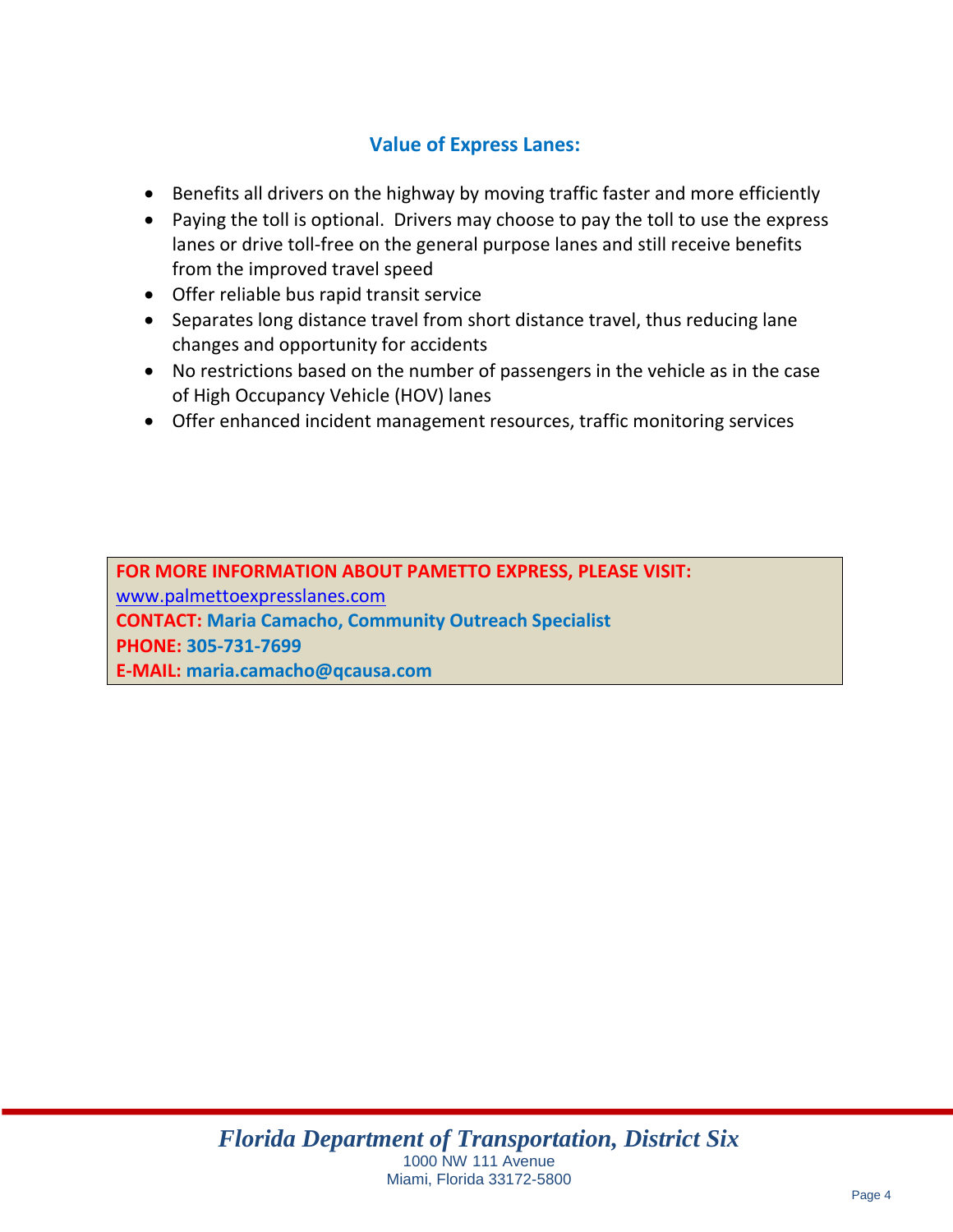## Value of Express Lanes:

- Benefits all drivers on the highway by moving traffic faster and more efficiently
- Paying the toll is optional. Drivers may choose to pay the toll to use the express lanes or drive toll-free on the general purpose lanes and still receive benefits from the improved travel speed
- Offer reliable bus rapid transit service
- Separates long distance travel from short distance travel, thus reducing lane changes and opportunity for accidents
- No restrictions based on the number of passengers in the vehicle as in the case of High Occupancy Vehicle (HOV) lanes
- Offer enhanced incident management resources, traffic monitoring services

**FOR MORE INFORMATION ABOUT PAMETTO EXPRESS, PLEASE VISIT:**
www.palmettoexpresslanes.com
**CONTACT: Maria Camacho, Community Outreach Specialist**
**PHONE: 305-731-7699**
**E-MAIL: maria.camacho@qcausa.com**

***Florida Department of Transportation, District Six***
1000 NW 111 Avenue
Miami, Florida 33172-5800